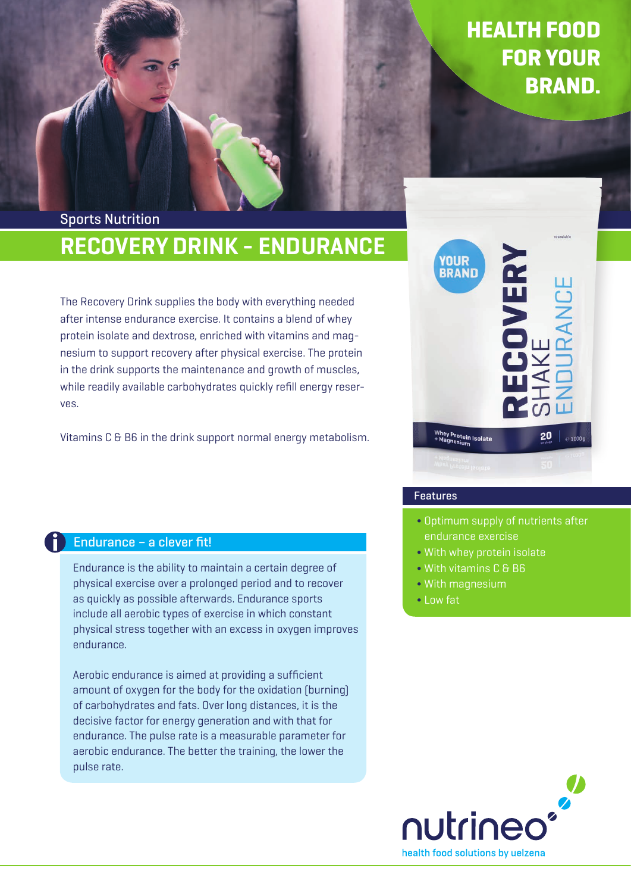# HEALTH FOOD FOR YOUR BRAND.

Sports Nutrition

## RECOVERY DRINK - ENDURANCE

The Recovery Drink supplies the body with everything needed after intense endurance exercise. It contains a blend of whey protein isolate and dextrose, enriched with vitamins and magnesium to support recovery after physical exercise. The protein in the drink supports the maintenance and growth of muscles, while readily available carbohydrates quickly refill energy reserves.

Vitamins C & B6 in the drink support normal energy metabolism.

### Features

- Optimum supply of nutrients after endurance exercise
- With whey protein isolate
- With vitamins C & B6
- With magnesium
- Low fat

### Endurance – a clever fit!

Endurance is the ability to maintain a certain degree of physical exercise over a prolonged period and to recover as quickly as possible afterwards. Endurance sports include all aerobic types of exercise in which constant physical stress together with an excess in oxygen improves endurance.

Aerobic endurance is aimed at providing a sufficient amount of oxygen for the body for the oxidation (burning) of carbohydrates and fats. Over long distances, it is the decisive factor for energy generation and with that for endurance. The pulse rate is a measurable parameter for aerobic endurance. The better the training, the lower the pulse rate.

nutrineo

health food solutions by uelzena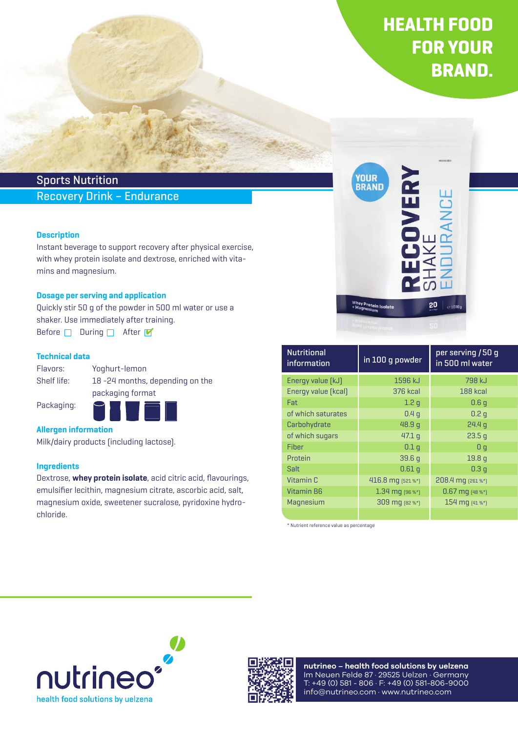# HEALTH FOOD FOR YOUR BRAND.

## Sports Nutrition

### Recovery Drink – Endurance

**Description**

Instant beverage to support recovery after physical exercise, with whey protein isolate and dextrose, enriched with vitamins and magnesium.

**Dosage per serving and application**

Quickly stir 50 g of the powder in 500 ml water or use a shaker. Use immediately after training.

Before ☐ During ☐ After ☑

**Technical data**

Flavors: Yoghurt-lemon

Shelf life: 18 -24 months, depending on the packaging format

Packaging:

**Allergen information**

Milk/dairy products (including lactose).

**Ingredients**

Dextrose, **whey protein isolate**, acid citric acid, flavourings, emulsifier lecithin, magnesium citrate, ascorbic acid, salt, magnesium oxide, sweetener sucralose, pyridoxine hydrochloride.

| Nutritional information | in 100 g powder | per serving / 50 g in 500 ml water |
|---|---|---|
| Energy value (kJ) | 1596 kJ | 798 kJ |
| Energy value (kcal) | 376 kcal | 188 kcal |
| Fat | 1.2 g | 0.6 g |
| of which saturates | 0.4 g | 0.2 g |
| Carbohydrate | 48.9 g | 24.4 g |
| of which sugars | 47.1 g | 23.5 g |
| Fiber | 0.1 g | 0 g |
| Protein | 39.6 g | 19.8 g |
| Salt | 0.61 g | 0.3 g |
| Vitamin C | 416.8 mg (521 %*) | 208.4 mg (261 %*) |
| Vitamin B6 | 1.34 mg (96 %*) | 0.67 mg (48 %*) |
| Magnesium | 309 mg (82 %*) | 154 mg (41 %*) |

* Nutrient reference value as percentage

nutrineo
health food solutions by uelzena

**nutrineo – health food solutions by uelzena**
Im Neuen Felde 87 · 29525 Uelzen · Germany
T: +49 (0) 581 - 806 · F: +49 (0) 581-806-9000
info@nutrineo.com · www.nutrineo.com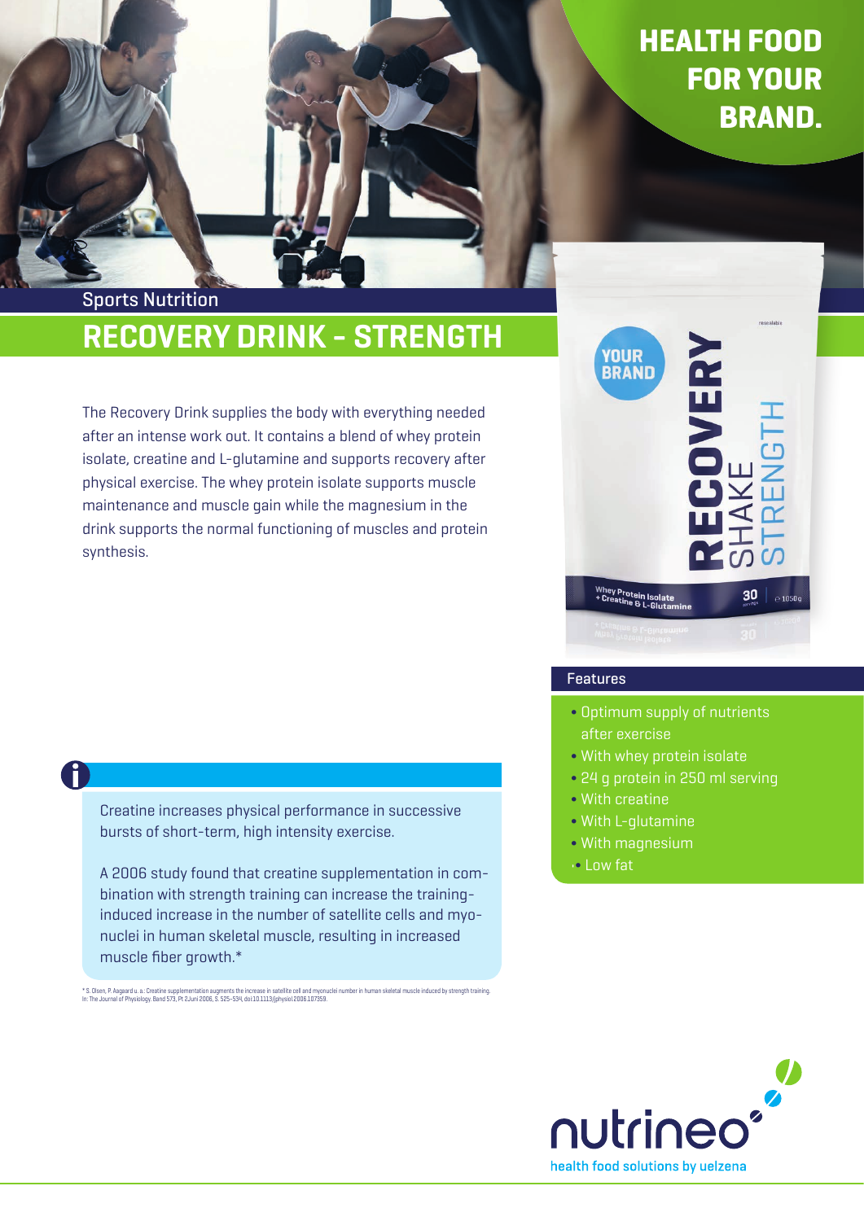**HEALTH FOOD FOR YOUR BRAND.**

Sports Nutrition

# RECOVERY DRINK - STRENGTH

The Recovery Drink supplies the body with everything needed after an intense work out. It contains a blend of whey protein isolate, creatine and L-glutamine and supports recovery after physical exercise. The whey protein isolate supports muscle maintenance and muscle gain while the magnesium in the drink supports the normal functioning of muscles and protein synthesis.

## Features

- Optimum supply of nutrients after exercise
- With whey protein isolate
- 24 g protein in 250 ml serving
- With creatine
- With L-glutamine
- With magnesium
- Low fat

Creatine increases physical performance in successive bursts of short-term, high intensity exercise.

A 2006 study found that creatine supplementation in combination with strength training can increase the training-induced increase in the number of satellite cells and myonuclei in human skeletal muscle, resulting in increased muscle fiber growth.*

* S. Olsen, P. Aagaard u. a.: Creatine supplementation augments the increase in satellite cell and myonuclei number in human skeletal muscle induced by strength training. In: The Journal of Physiology. Band 573, Pt 2Juni 2006, S. 525–534, doi:10.1113/jphysiol.2006.107359.

nutrineo

health food solutions by uelzena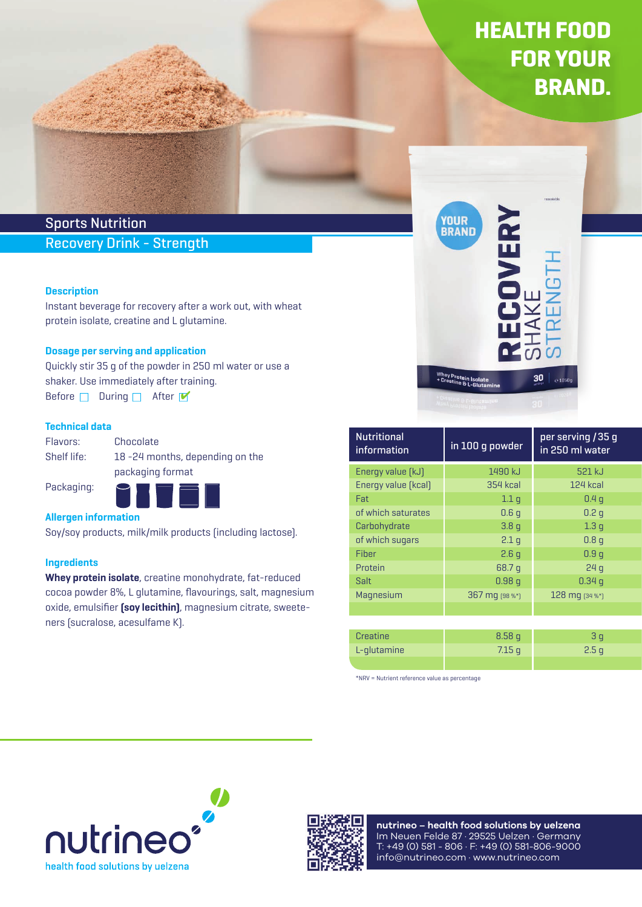# HEALTH FOOD FOR YOUR BRAND.

## Sports Nutrition

## Recovery Drink - Strength

### Description

Instant beverage for recovery after a work out, with wheat protein isolate, creatine and L glutamine.

### Dosage per serving and application

Quickly stir 35 g of the powder in 250 ml water or use a shaker. Use immediately after training.

Before ☐ During ☐ After ☑

### Technical data

Flavors: Chocolate

Shelf life: 18 -24 months, depending on the packaging format

Packaging:

### Allergen information

Soy/soy products, milk/milk products (including lactose).

### Ingredients

**Whey protein isolate**, creatine monohydrate, fat-reduced cocoa powder 8%, L glutamine, flavourings, salt, magnesium oxide, emulsifier **(soy lecithin)**, magnesium citrate, sweeteners (sucralose, acesulfame K).

| Nutritional information | in 100 g powder | per serving / 35 g in 250 ml water |
|---|---|---|
| Energy value (kJ) | 1490 kJ | 521 kJ |
| Energy value (kcal) | 354 kcal | 124 kcal |
| Fat | 1.1 g | 0.4 g |
| of which saturates | 0.6 g | 0.2 g |
| Carbohydrate | 3.8 g | 1.3 g |
| of which sugars | 2.1 g | 0.8 g |
| Fiber | 2.6 g | 0.9 g |
| Protein | 68.7 g | 24 g |
| Salt | 0.98 g | 0.34 g |
| Magnesium | 367 mg (98 %*) | 128 mg (34 %*) |
| | | |
| Creatine | 8.58 g | 3 g |
| L-glutamine | 7.15 g | 2.5 g |

*NRV = Nutrient reference value as percentage

nutrineo
health food solutions by uelzena

**nutrineo – health food solutions by uelzena**
Im Neuen Felde 87 · 29525 Uelzen · Germany
T: +49 (0) 581 - 806 · F: +49 (0) 581-806-9000
info@nutrineo.com · www.nutrineo.com